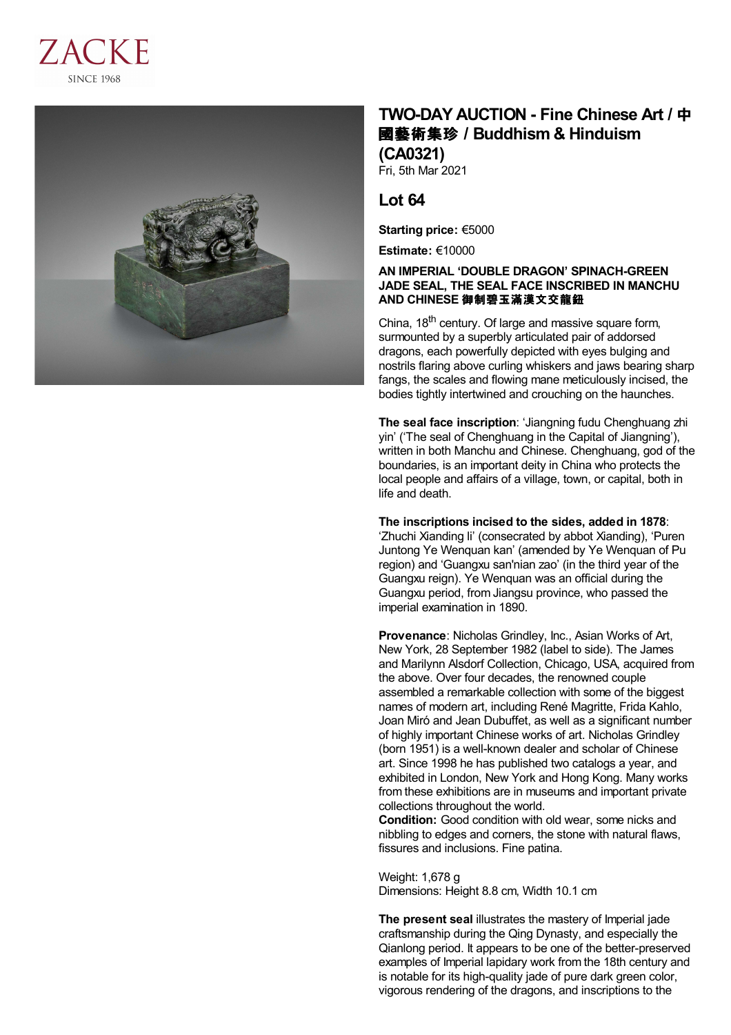ZACKE
SINCE 1968

# TWO-DAY AUCTION - Fine Chinese Art / 中國藝術集珍 / Buddhism & Hinduism (CA0321)

Fri, 5th Mar 2021

## Lot 64

**Starting price:** €5000

**Estimate:** €10000

**AN IMPERIAL 'DOUBLE DRAGON' SPINACH-GREEN JADE SEAL, THE SEAL FACE INSCRIBED IN MANCHU AND CHINESE 御制碧玉滿漢文交龍鈕**

China, 18th century. Of large and massive square form, surmounted by a superbly articulated pair of addorsed dragons, each powerfully depicted with eyes bulging and nostrils flaring above curling whiskers and jaws bearing sharp fangs, the scales and flowing mane meticulously incised, the bodies tightly intertwined and crouching on the haunches.

**The seal face inscription**: 'Jiangning fudu Chenghuang zhi yin' ('The seal of Chenghuang in the Capital of Jiangning'), written in both Manchu and Chinese. Chenghuang, god of the boundaries, is an important deity in China who protects the local people and affairs of a village, town, or capital, both in life and death.

**The inscriptions incised to the sides, added in 1878**: 'Zhuchi Xianding li' (consecrated by abbot Xianding), 'Puren Juntong Ye Wenquan kan' (amended by Ye Wenquan of Pu region) and 'Guangxu san'nian zao' (in the third year of the Guangxu reign). Ye Wenquan was an official during the Guangxu period, from Jiangsu province, who passed the imperial examination in 1890.

**Provenance**: Nicholas Grindley, Inc., Asian Works of Art, New York, 28 September 1982 (label to side). The James and Marilynn Alsdorf Collection, Chicago, USA, acquired from the above. Over four decades, the renowned couple assembled a remarkable collection with some of the biggest names of modern art, including René Magritte, Frida Kahlo, Joan Miró and Jean Dubuffet, as well as a significant number of highly important Chinese works of art. Nicholas Grindley (born 1951) is a well-known dealer and scholar of Chinese art. Since 1998 he has published two catalogs a year, and exhibited in London, New York and Hong Kong. Many works from these exhibitions are in museums and important private collections throughout the world.

**Condition:** Good condition with old wear, some nicks and nibbling to edges and corners, the stone with natural flaws, fissures and inclusions. Fine patina.

Weight: 1,678 g
Dimensions: Height 8.8 cm, Width 10.1 cm

**The present seal** illustrates the mastery of Imperial jade craftsmanship during the Qing Dynasty, and especially the Qianlong period. It appears to be one of the better-preserved examples of Imperial lapidary work from the 18th century and is notable for its high-quality jade of pure dark green color, vigorous rendering of the dragons, and inscriptions to the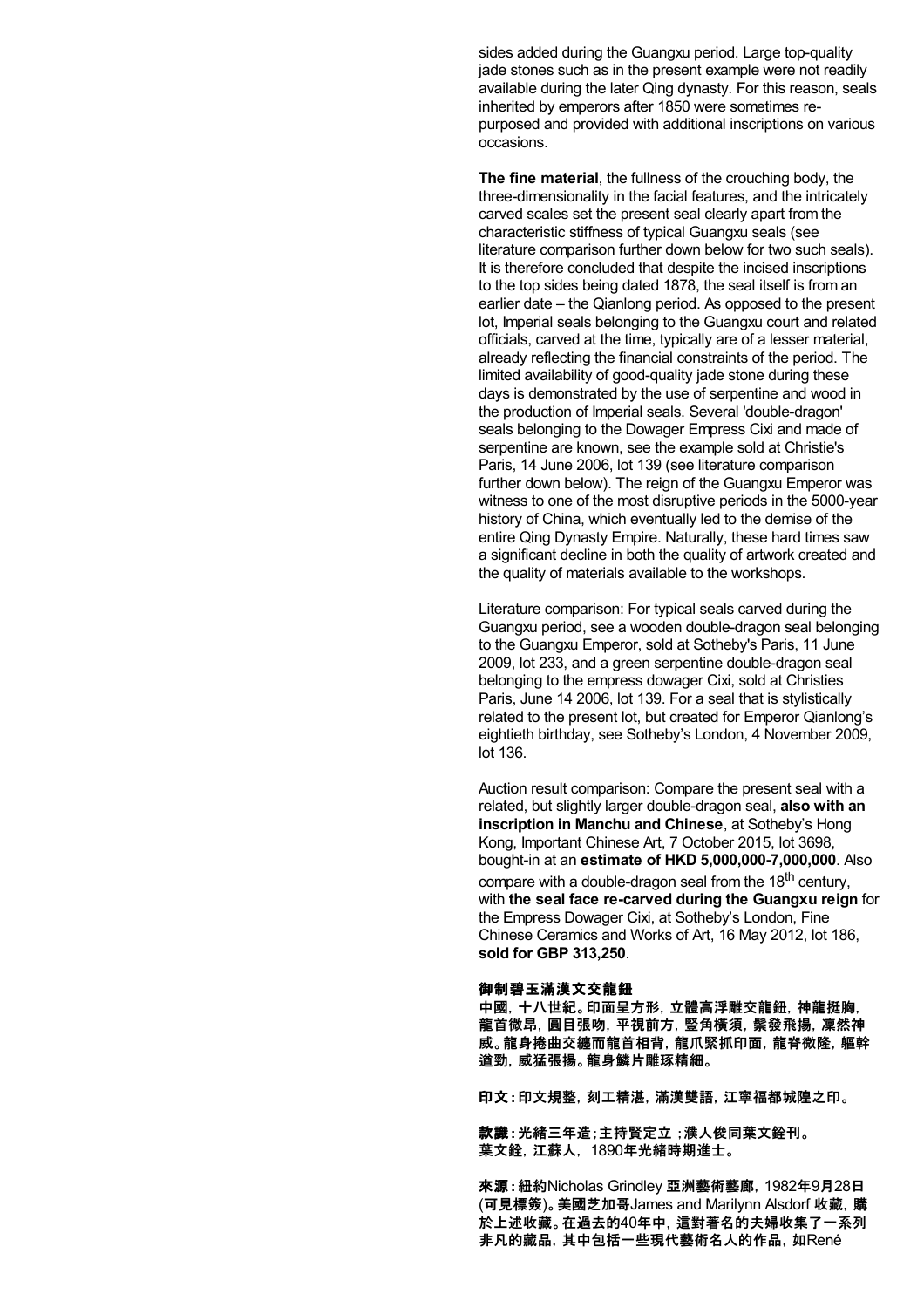sides added during the Guangxu period. Large top-quality jade stones such as in the present example were not readily available during the later Qing dynasty. For this reason, seals inherited by emperors after 1850 were sometimes re-purposed and provided with additional inscriptions on various occasions.

**The fine material**, the fullness of the crouching body, the three-dimensionality in the facial features, and the intricately carved scales set the present seal clearly apart from the characteristic stiffness of typical Guangxu seals (see literature comparison further down below for two such seals). It is therefore concluded that despite the incised inscriptions to the top sides being dated 1878, the seal itself is from an earlier date – the Qianlong period. As opposed to the present lot, Imperial seals belonging to the Guangxu court and related officials, carved at the time, typically are of a lesser material, already reflecting the financial constraints of the period. The limited availability of good-quality jade stone during these days is demonstrated by the use of serpentine and wood in the production of Imperial seals. Several 'double-dragon' seals belonging to the Dowager Empress Cixi and made of serpentine are known, see the example sold at Christie's Paris, 14 June 2006, lot 139 (see literature comparison further down below). The reign of the Guangxu Emperor was witness to one of the most disruptive periods in the 5000-year history of China, which eventually led to the demise of the entire Qing Dynasty Empire. Naturally, these hard times saw a significant decline in both the quality of artwork created and the quality of materials available to the workshops.

Literature comparison: For typical seals carved during the Guangxu period, see a wooden double-dragon seal belonging to the Guangxu Emperor, sold at Sotheby's Paris, 11 June 2009, lot 233, and a green serpentine double-dragon seal belonging to the empress dowager Cixi, sold at Christies Paris, June 14 2006, lot 139. For a seal that is stylistically related to the present lot, but created for Emperor Qianlong's eightieth birthday, see Sotheby's London, 4 November 2009, lot 136.

Auction result comparison: Compare the present seal with a related, but slightly larger double-dragon seal, **also with an inscription in Manchu and Chinese**, at Sotheby's Hong Kong, Important Chinese Art, 7 October 2015, lot 3698, bought-in at an **estimate of HKD 5,000,000-7,000,000**. Also compare with a double-dragon seal from the 18th century, with **the seal face re-carved during the Guangxu reign** for the Empress Dowager Cixi, at Sotheby's London, Fine Chinese Ceramics and Works of Art, 16 May 2012, lot 186, **sold for GBP 313,250**.

**御制碧玉滿漢文交龍鈕**

**中國，十八世紀。印面呈方形，立體高浮雕交龍鈕，神龍挺胸，龍首微昂，圓目張吻，平視前方，豎角橫須，鬃發飛揚，凜然神威。龍身捲曲交纏而龍首相背，龍爪緊抓印面，龍脊微隆，軀幹遒勁，威猛張揚。龍身鱗片雕琢精細。**

**印文：印文規整，刻工精湛，滿漢雙語，江寧福都城隍之印。**

**款識：光緒三年造；主持賢定立；濮人俊同葉文銓刊。葉文銓，江蘇人，1890年光緒時期進士。**

**來源：紐約Nicholas Grindley 亞洲藝術藝廊，1982年9月28日 (可見標簽)。美國芝加哥James and Marilynn Alsdorf 收藏，購於上述收藏。在過去的40年中，這對著名的夫婦收集了一系列非凡的藏品，其中包括一些現代藝術名人的作品，如René**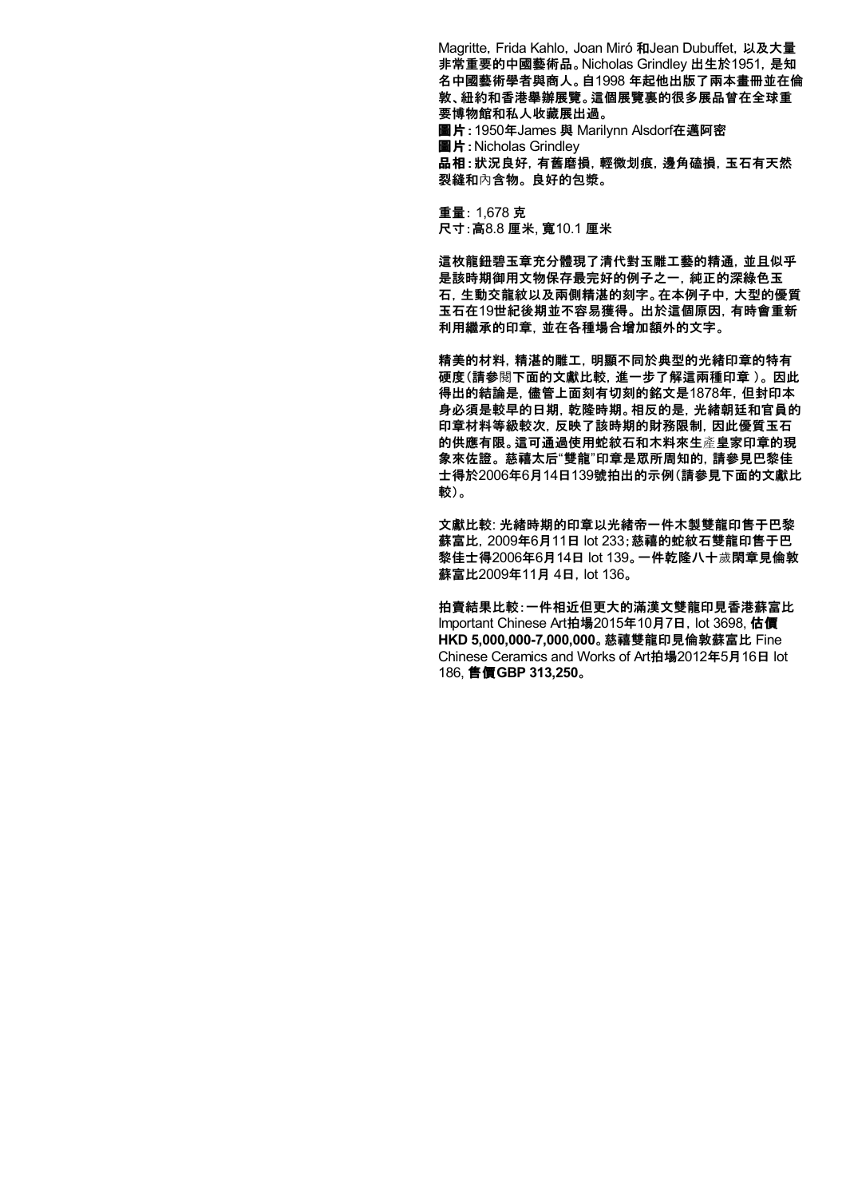Magritte, Frida Kahlo, Joan Miró 和Jean Dubuffet，以及大量非常重要的中國藝術品。Nicholas Grindley 出生於1951，是知名中國藝術學者與商人。自1998 年起他出版了兩本畫冊並在倫敦、紐約和香港舉辦展覽。這個展覽裏的很多展品曾在全球重要博物館和私人收藏展出過。

**圖片：**1950年James 與 Marilynn Alsdorf在邁阿密

**圖片：**Nicholas Grindley

**品相：**狀況良好，有舊磨損，輕微划痕，邊角磕損，玉石有天然裂縫和內含物。良好的包漿。

重量：1,678 克
尺寸：高8.8 厘米，寬10.1 厘米

這枚龍鈕碧玉章充分體現了清代對玉雕工藝的精通，並且似乎是該時期御用文物保存最完好的例子之一，純正的深綠色玉石，生動交龍紋以及兩側精湛的刻字。在本例子中，大型的優質玉石在19世紀後期並不容易獲得。出於這個原因，有時會重新利用繼承的印章，並在各種場合增加額外的文字。

精美的材料，精湛的雕工，明顯不同於典型的光緒印章的特有硬度（請參閱下面的文獻比較，進一步了解這兩種印章）。因此得出的結論是，儘管上面刻有切刻的銘文是1878年，但封印本身必須是較早的日期，乾隆時期。相反的是，光緒朝廷和官員的印章材料等級較次，反映了該時期的財務限制，因此優質玉石的供應有限。這可通過使用蛇紋石和木料來生產皇家印章的現象來佐證。慈禧太后“雙龍”印章是眾所周知的，請參見巴黎佳士得於2006年6月14日139號拍出的示例（請參見下面的文獻比較）。

文獻比較：光緒時期的印章以光緒帝一件木製雙龍印售于巴黎蘇富比，2009年6月11日 lot 233；慈禧的蛇紋石雙龍印售于巴黎佳士得2006年6月14日 lot 139。一件乾隆八十歲閑章見倫敦蘇富比2009年11月 4日，lot 136。

拍賣結果比較：一件相近但更大的滿漢文雙龍印見香港蘇富比 Important Chinese Art拍場2015年10月7日，lot 3698，**估價 HKD 5,000,000-7,000,000**。慈禧雙龍印見倫敦蘇富比 Fine Chinese Ceramics and Works of Art拍場2012年5月16日 lot 186，**售價GBP 313,250**。